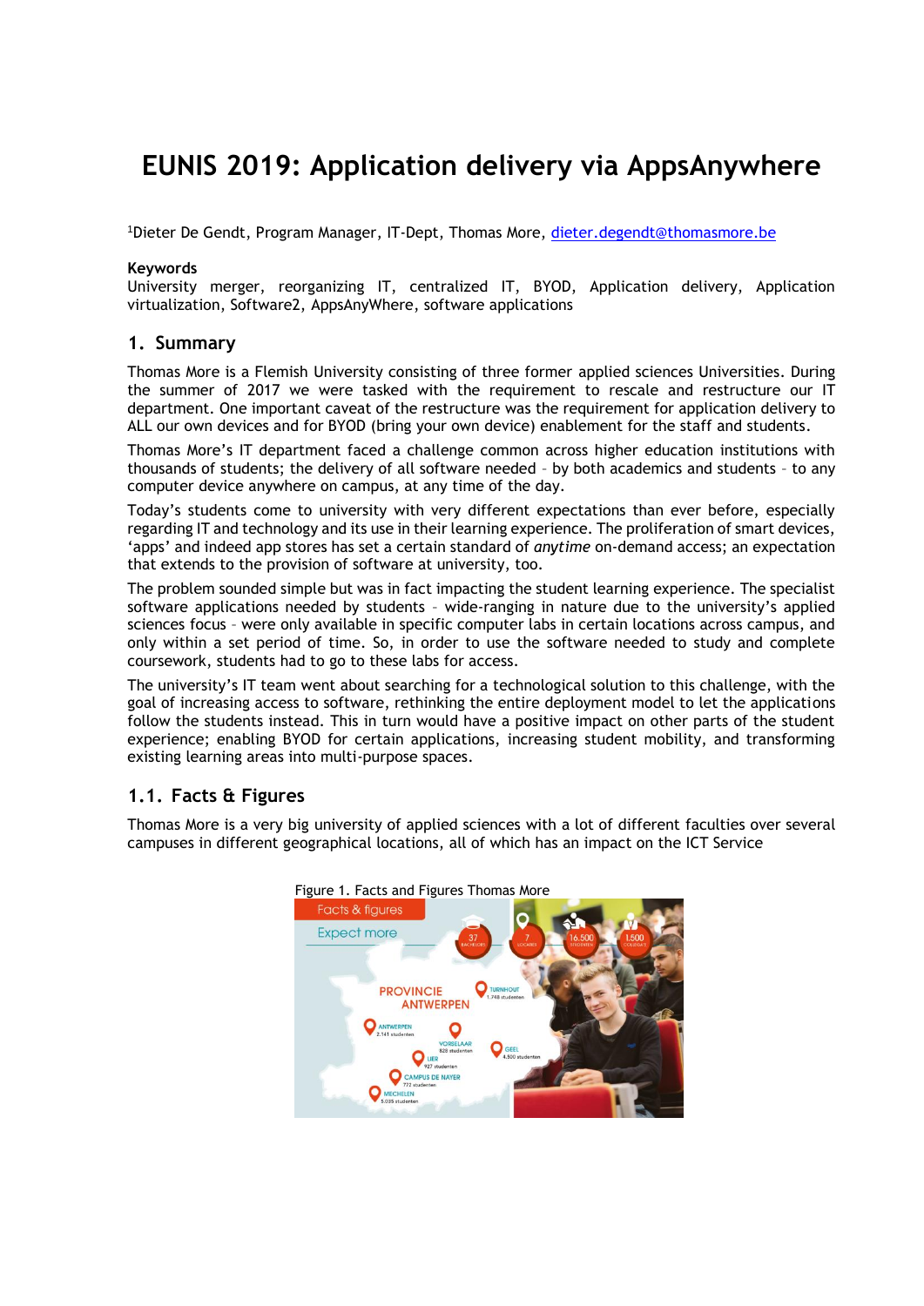# EUNIS 2019: Application delivery via AppsAnywhere

[1]Dieter De Gendt, Program Manager, IT-Dept, Thomas More, dieter.degendt@thomasmore.be

**Keywords**

University merger, reorganizing IT, centralized IT, BYOD, Application delivery, Application virtualization, Software2, AppsAnyWhere, software applications

## 1. Summary

Thomas More is a Flemish University consisting of three former applied sciences Universities. During the summer of 2017 we were tasked with the requirement to rescale and restructure our IT department. One important caveat of the restructure was the requirement for application delivery to ALL our own devices and for BYOD (bring your own device) enablement for the staff and students.

Thomas More's IT department faced a challenge common across higher education institutions with thousands of students; the delivery of all software needed – by both academics and students – to any computer device anywhere on campus, at any time of the day.

Today's students come to university with very different expectations than ever before, especially regarding IT and technology and its use in their learning experience. The proliferation of smart devices, 'apps' and indeed app stores has set a certain standard of *anytime* on-demand access; an expectation that extends to the provision of software at university, too.

The problem sounded simple but was in fact impacting the student learning experience. The specialist software applications needed by students – wide-ranging in nature due to the university's applied sciences focus – were only available in specific computer labs in certain locations across campus, and only within a set period of time. So, in order to use the software needed to study and complete coursework, students had to go to these labs for access.

The university's IT team went about searching for a technological solution to this challenge, with the goal of increasing access to software, rethinking the entire deployment model to let the applications follow the students instead. This in turn would have a positive impact on other parts of the student experience; enabling BYOD for certain applications, increasing student mobility, and transforming existing learning areas into multi-purpose spaces.

### 1.1. Facts & Figures

Thomas More is a very big university of applied sciences with a lot of different faculties over several campuses in different geographical locations, all of which has an impact on the ICT Service

Figure 1. Facts and Figures Thomas More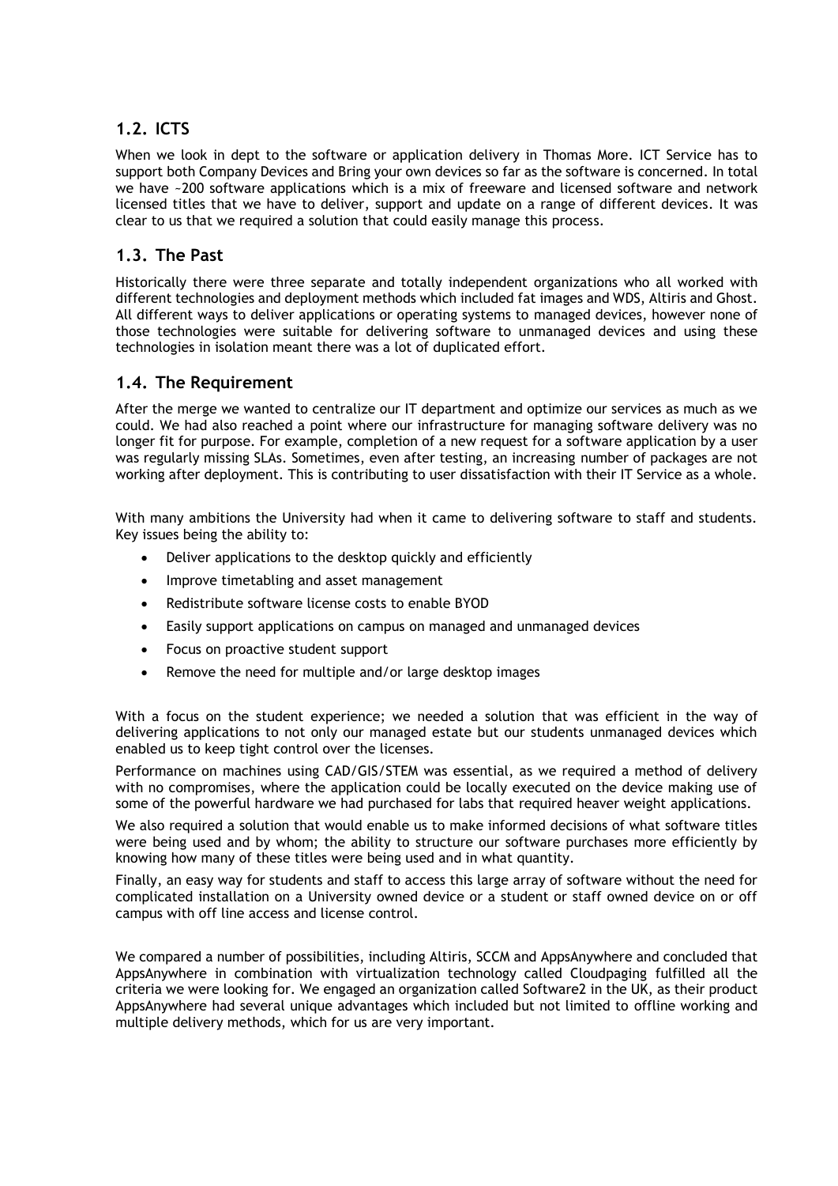## 1.2. ICTS

When we look in dept to the software or application delivery in Thomas More. ICT Service has to support both Company Devices and Bring your own devices so far as the software is concerned. In total we have ~200 software applications which is a mix of freeware and licensed software and network licensed titles that we have to deliver, support and update on a range of different devices. It was clear to us that we required a solution that could easily manage this process.

## 1.3. The Past

Historically there were three separate and totally independent organizations who all worked with different technologies and deployment methods which included fat images and WDS, Altiris and Ghost. All different ways to deliver applications or operating systems to managed devices, however none of those technologies were suitable for delivering software to unmanaged devices and using these technologies in isolation meant there was a lot of duplicated effort.

## 1.4. The Requirement

After the merge we wanted to centralize our IT department and optimize our services as much as we could. We had also reached a point where our infrastructure for managing software delivery was no longer fit for purpose. For example, completion of a new request for a software application by a user was regularly missing SLAs. Sometimes, even after testing, an increasing number of packages are not working after deployment. This is contributing to user dissatisfaction with their IT Service as a whole.

With many ambitions the University had when it came to delivering software to staff and students. Key issues being the ability to:

- Deliver applications to the desktop quickly and efficiently
- Improve timetabling and asset management
- Redistribute software license costs to enable BYOD
- Easily support applications on campus on managed and unmanaged devices
- Focus on proactive student support
- Remove the need for multiple and/or large desktop images

With a focus on the student experience; we needed a solution that was efficient in the way of delivering applications to not only our managed estate but our students unmanaged devices which enabled us to keep tight control over the licenses.

Performance on machines using CAD/GIS/STEM was essential, as we required a method of delivery with no compromises, where the application could be locally executed on the device making use of some of the powerful hardware we had purchased for labs that required heaver weight applications.

We also required a solution that would enable us to make informed decisions of what software titles were being used and by whom; the ability to structure our software purchases more efficiently by knowing how many of these titles were being used and in what quantity.

Finally, an easy way for students and staff to access this large array of software without the need for complicated installation on a University owned device or a student or staff owned device on or off campus with off line access and license control.

We compared a number of possibilities, including Altiris, SCCM and AppsAnywhere and concluded that AppsAnywhere in combination with virtualization technology called Cloudpaging fulfilled all the criteria we were looking for. We engaged an organization called Software2 in the UK, as their product AppsAnywhere had several unique advantages which included but not limited to offline working and multiple delivery methods, which for us are very important.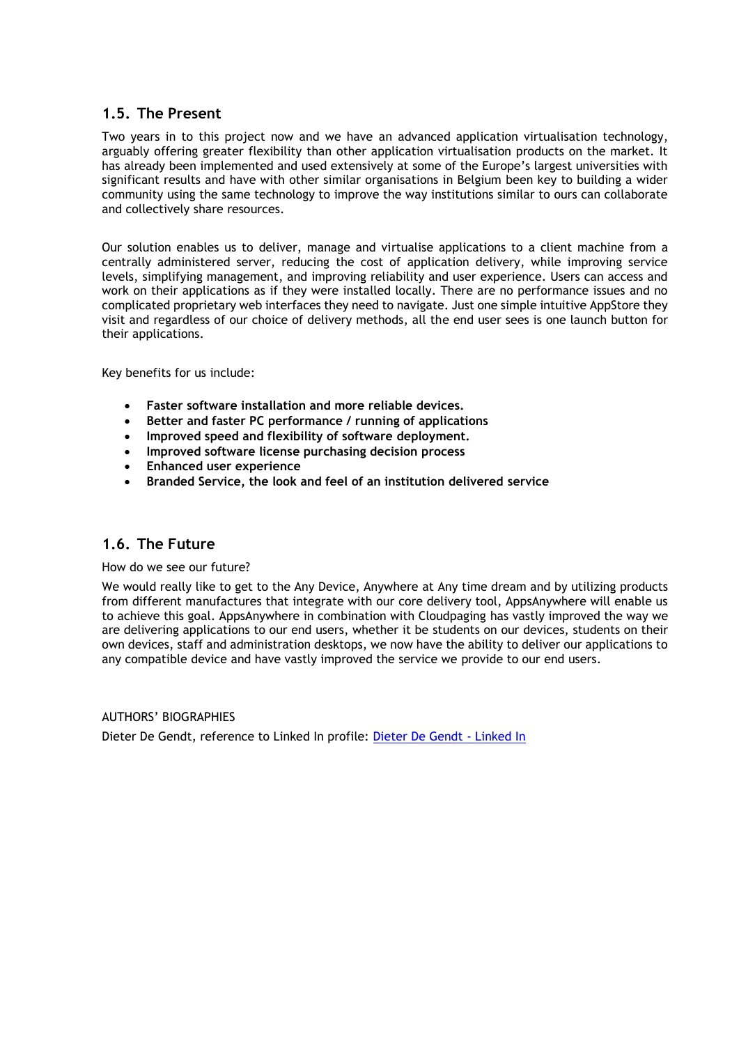## 1.5. The Present

Two years in to this project now and we have an advanced application virtualisation technology, arguably offering greater flexibility than other application virtualisation products on the market. It has already been implemented and used extensively at some of the Europe's largest universities with significant results and have with other similar organisations in Belgium been key to building a wider community using the same technology to improve the way institutions similar to ours can collaborate and collectively share resources.

Our solution enables us to deliver, manage and virtualise applications to a client machine from a centrally administered server, reducing the cost of application delivery, while improving service levels, simplifying management, and improving reliability and user experience. Users can access and work on their applications as if they were installed locally. There are no performance issues and no complicated proprietary web interfaces they need to navigate. Just one simple intuitive AppStore they visit and regardless of our choice of delivery methods, all the end user sees is one launch button for their applications.

Key benefits for us include:

- **Faster software installation and more reliable devices.**
- **Better and faster PC performance / running of applications**
- **Improved speed and flexibility of software deployment.**
- **Improved software license purchasing decision process**
- **Enhanced user experience**
- **Branded Service, the look and feel of an institution delivered service**

## 1.6. The Future

How do we see our future?

We would really like to get to the Any Device, Anywhere at Any time dream and by utilizing products from different manufactures that integrate with our core delivery tool, AppsAnywhere will enable us to achieve this goal. AppsAnywhere in combination with Cloudpaging has vastly improved the way we are delivering applications to our end users, whether it be students on our devices, students on their own devices, staff and administration desktops, we now have the ability to deliver our applications to any compatible device and have vastly improved the service we provide to our end users.

AUTHORS' BIOGRAPHIES

Dieter De Gendt, reference to Linked In profile: [Dieter De Gendt - Linked In]